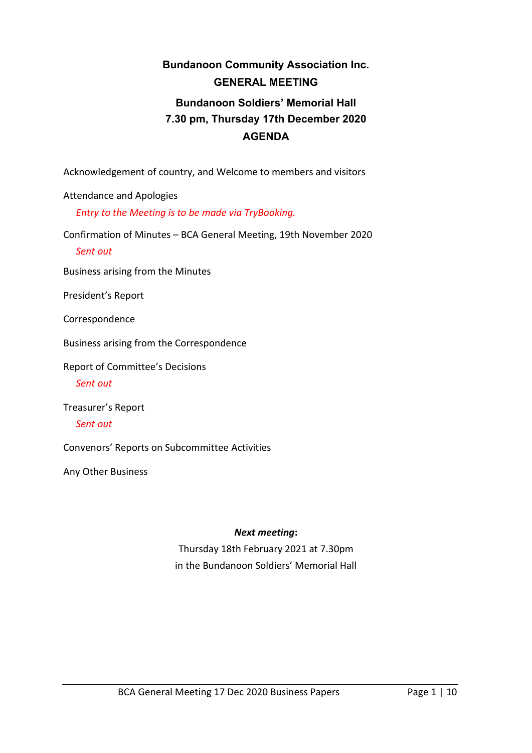# Bundanoon Community Association Inc.

## GENERAL MEETING

## Bundanoon Soldiers' Memorial Hall

## 7.30 pm, Thursday 17th December 2020

## AGENDA

Acknowledgement of country, and Welcome to members and visitors

Attendance and Apologies

*Entry to the Meeting is to be made via TryBooking.*

Confirmation of Minutes – BCA General Meeting, 19th November 2020

*Sent out*

Business arising from the Minutes

President's Report

Correspondence

Business arising from the Correspondence

Report of Committee's Decisions

*Sent out*

Treasurer's Report

*Sent out*

Convenors' Reports on Subcommittee Activities

Any Other Business

***Next meeting*:**

Thursday 18th February 2021 at 7.30pm
in the Bundanoon Soldiers' Memorial Hall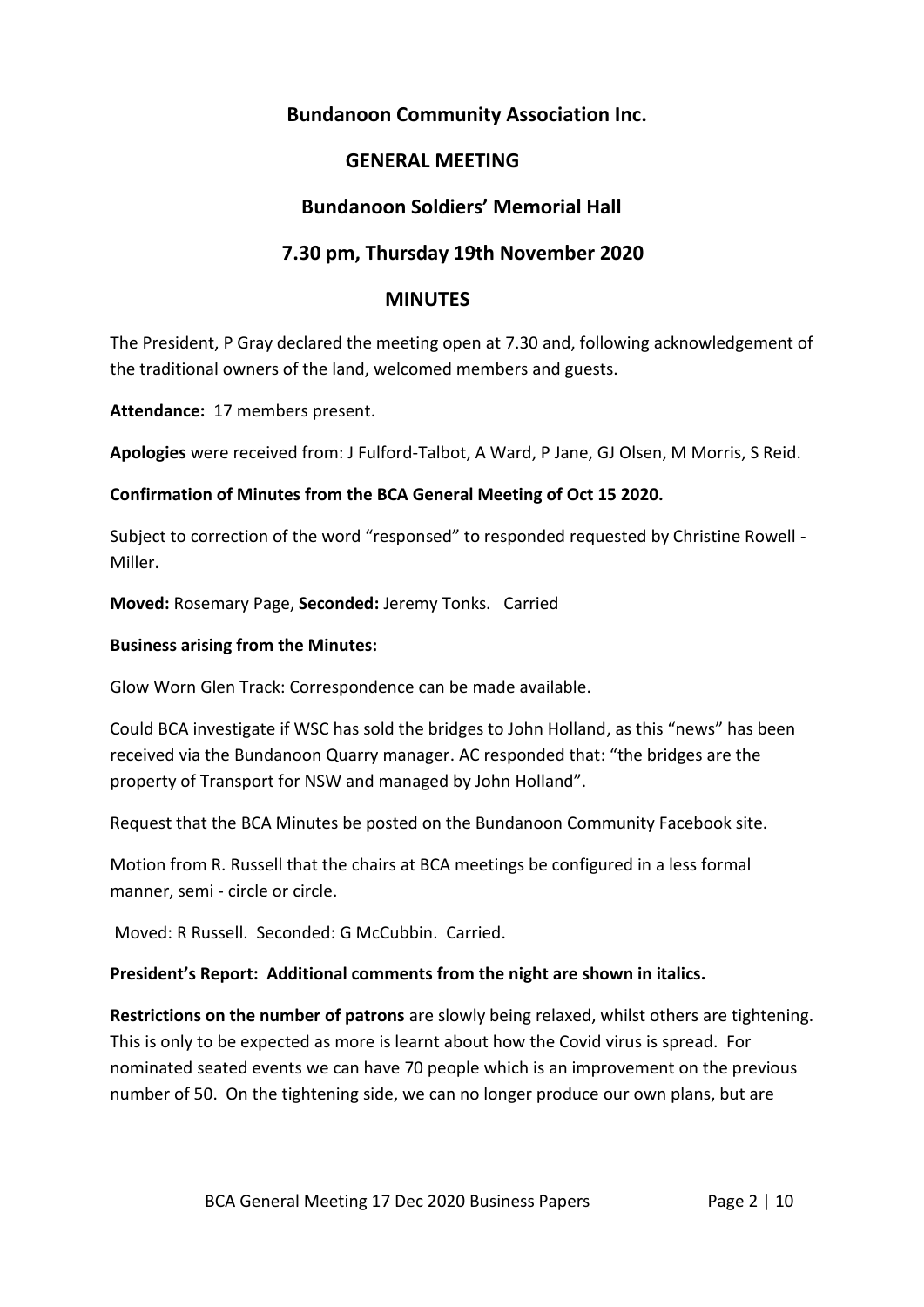## Bundanoon Community Association Inc.

## GENERAL MEETING

## Bundanoon Soldiers' Memorial Hall

## 7.30 pm, Thursday 19th November 2020

## MINUTES

The President, P Gray declared the meeting open at 7.30 and, following acknowledgement of the traditional owners of the land, welcomed members and guests.

**Attendance:** 17 members present.

**Apologies** were received from: J Fulford-Talbot, A Ward, P Jane, GJ Olsen, M Morris, S Reid.

**Confirmation of Minutes from the BCA General Meeting of Oct 15 2020.**

Subject to correction of the word "responsed" to responded requested by Christine Rowell - Miller.

**Moved:** Rosemary Page, **Seconded:** Jeremy Tonks. Carried

**Business arising from the Minutes:**

Glow Worn Glen Track: Correspondence can be made available.

Could BCA investigate if WSC has sold the bridges to John Holland, as this "news" has been received via the Bundanoon Quarry manager. AC responded that: "the bridges are the property of Transport for NSW and managed by John Holland".

Request that the BCA Minutes be posted on the Bundanoon Community Facebook site.

Motion from R. Russell that the chairs at BCA meetings be configured in a less formal manner, semi - circle or circle.

Moved: R Russell. Seconded: G McCubbin. Carried.

**President's Report: Additional comments from the night are shown in italics.**

**Restrictions on the number of patrons** are slowly being relaxed, whilst others are tightening. This is only to be expected as more is learnt about how the Covid virus is spread. For nominated seated events we can have 70 people which is an improvement on the previous number of 50. On the tightening side, we can no longer produce our own plans, but are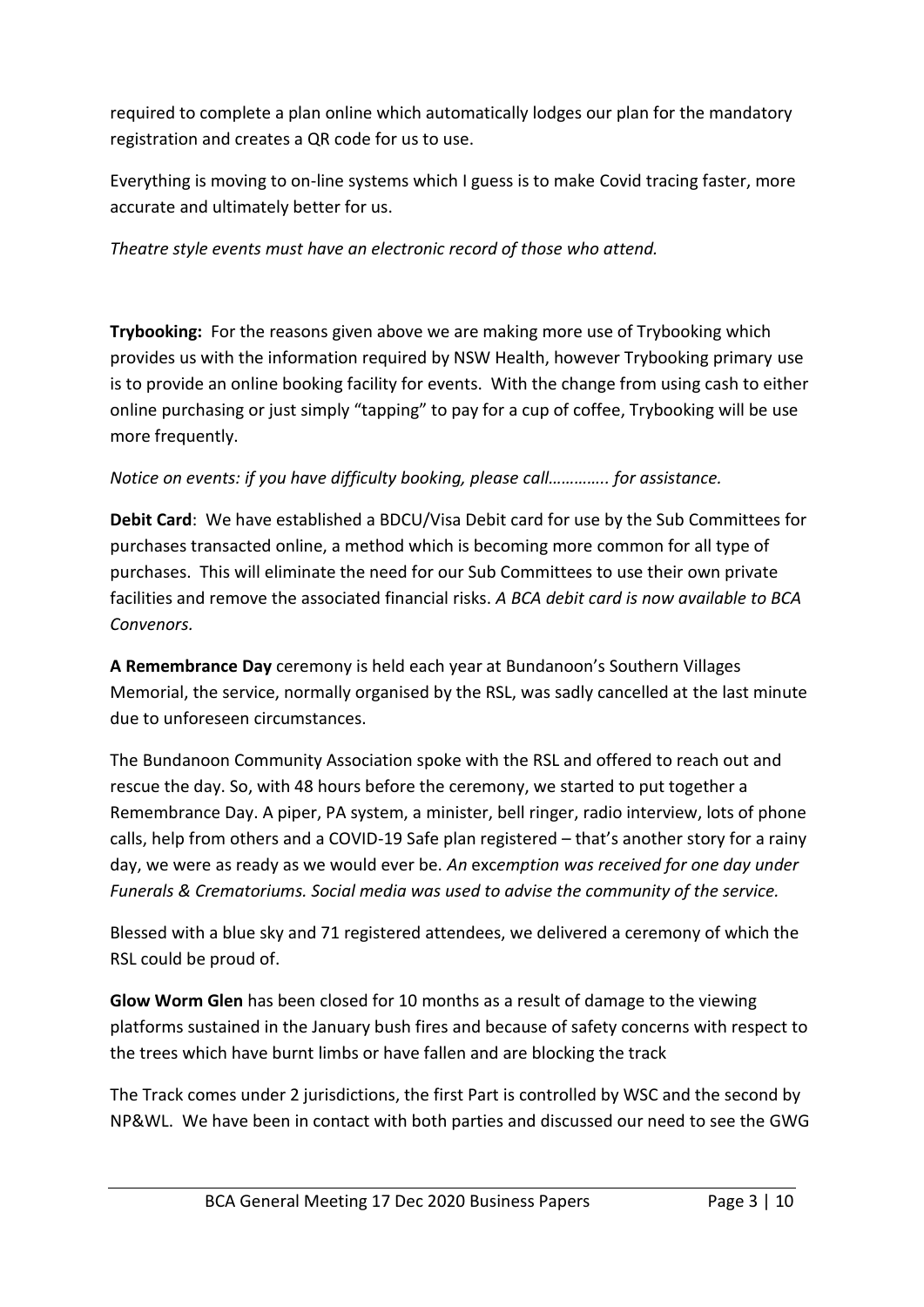required to complete a plan online which automatically lodges our plan for the mandatory registration and creates a QR code for us to use.

Everything is moving to on-line systems which I guess is to make Covid tracing faster, more accurate and ultimately better for us.

*Theatre style events must have an electronic record of those who attend.*

**Trybooking:** For the reasons given above we are making more use of Trybooking which provides us with the information required by NSW Health, however Trybooking primary use is to provide an online booking facility for events. With the change from using cash to either online purchasing or just simply "tapping" to pay for a cup of coffee, Trybooking will be use more frequently.

*Notice on events: if you have difficulty booking, please call………….. for assistance.*

**Debit Card**: We have established a BDCU/Visa Debit card for use by the Sub Committees for purchases transacted online, a method which is becoming more common for all type of purchases. This will eliminate the need for our Sub Committees to use their own private facilities and remove the associated financial risks. *A BCA debit card is now available to BCA Convenors.*

**A Remembrance Day** ceremony is held each year at Bundanoon's Southern Villages Memorial, the service, normally organised by the RSL, was sadly cancelled at the last minute due to unforeseen circumstances.

The Bundanoon Community Association spoke with the RSL and offered to reach out and rescue the day. So, with 48 hours before the ceremony, we started to put together a Remembrance Day. A piper, PA system, a minister, bell ringer, radio interview, lots of phone calls, help from others and a COVID-19 Safe plan registered – that's another story for a rainy day, we were as ready as we would ever be. *An exemption was received for one day under Funerals & Crematoriums. Social media was used to advise the community of the service.*

Blessed with a blue sky and 71 registered attendees, we delivered a ceremony of which the RSL could be proud of.

**Glow Worm Glen** has been closed for 10 months as a result of damage to the viewing platforms sustained in the January bush fires and because of safety concerns with respect to the trees which have burnt limbs or have fallen and are blocking the track

The Track comes under 2 jurisdictions, the first Part is controlled by WSC and the second by NP&WL. We have been in contact with both parties and discussed our need to see the GWG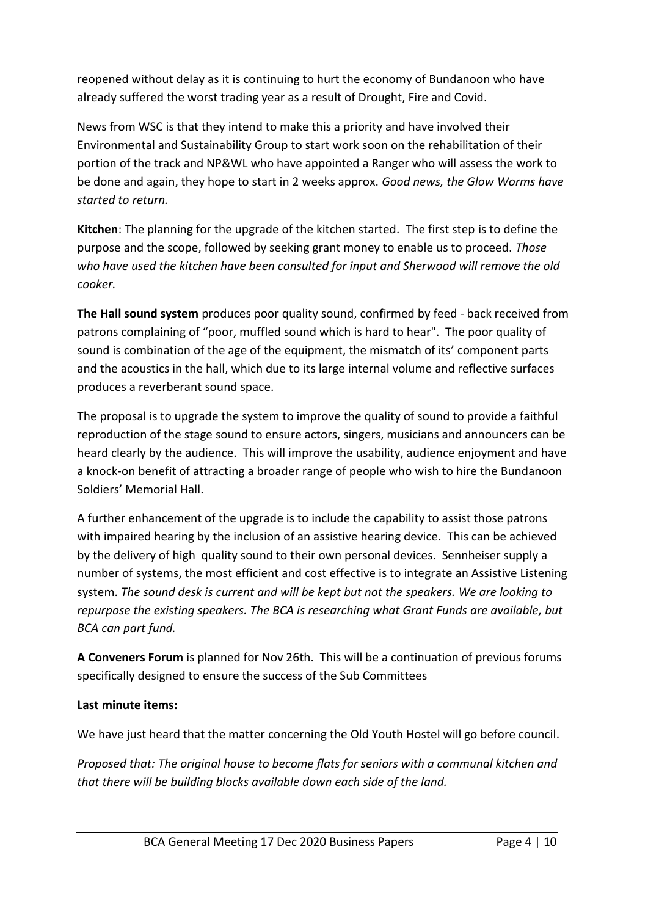reopened without delay as it is continuing to hurt the economy of Bundanoon who have already suffered the worst trading year as a result of Drought, Fire and Covid.

News from WSC is that they intend to make this a priority and have involved their Environmental and Sustainability Group to start work soon on the rehabilitation of their portion of the track and NP&WL who have appointed a Ranger who will assess the work to be done and again, they hope to start in 2 weeks approx. *Good news, the Glow Worms have started to return.*

**Kitchen**: The planning for the upgrade of the kitchen started. The first step is to define the purpose and the scope, followed by seeking grant money to enable us to proceed. *Those who have used the kitchen have been consulted for input and Sherwood will remove the old cooker.*

**The Hall sound system** produces poor quality sound, confirmed by feed - back received from patrons complaining of "poor, muffled sound which is hard to hear". The poor quality of sound is combination of the age of the equipment, the mismatch of its' component parts and the acoustics in the hall, which due to its large internal volume and reflective surfaces produces a reverberant sound space.

The proposal is to upgrade the system to improve the quality of sound to provide a faithful reproduction of the stage sound to ensure actors, singers, musicians and announcers can be heard clearly by the audience. This will improve the usability, audience enjoyment and have a knock-on benefit of attracting a broader range of people who wish to hire the Bundanoon Soldiers' Memorial Hall.

A further enhancement of the upgrade is to include the capability to assist those patrons with impaired hearing by the inclusion of an assistive hearing device. This can be achieved by the delivery of high quality sound to their own personal devices. Sennheiser supply a number of systems, the most efficient and cost effective is to integrate an Assistive Listening system. *The sound desk is current and will be kept but not the speakers. We are looking to repurpose the existing speakers. The BCA is researching what Grant Funds are available, but BCA can part fund.*

**A Conveners Forum** is planned for Nov 26th. This will be a continuation of previous forums specifically designed to ensure the success of the Sub Committees

**Last minute items:**

We have just heard that the matter concerning the Old Youth Hostel will go before council.

*Proposed that: The original house to become flats for seniors with a communal kitchen and that there will be building blocks available down each side of the land.*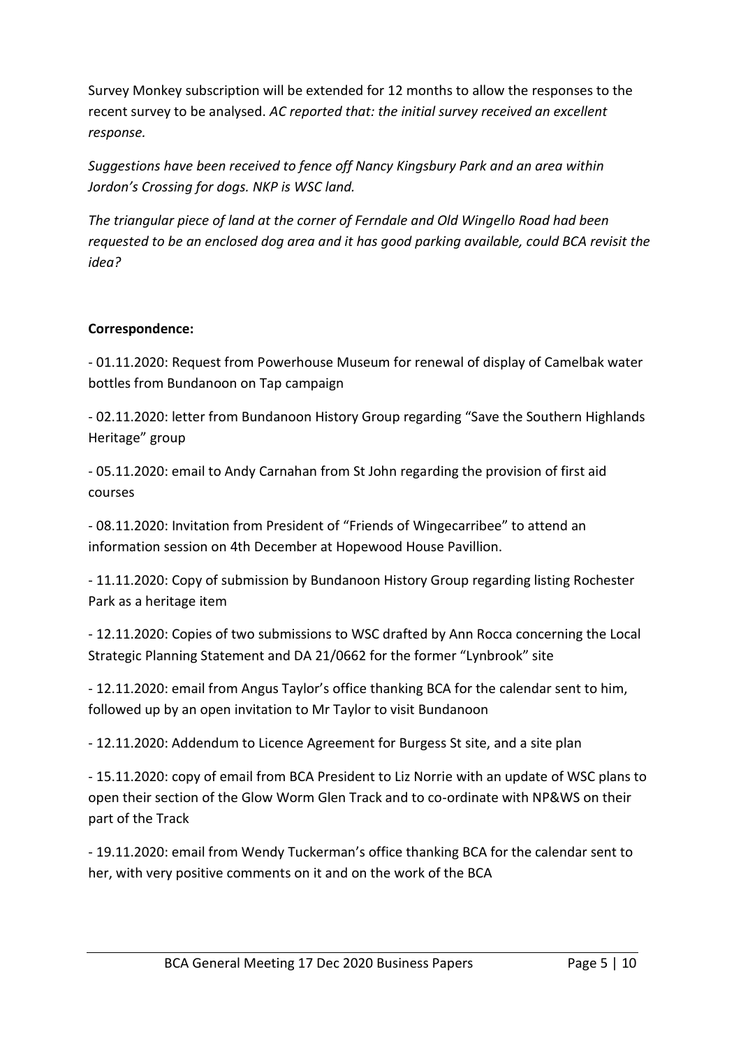Survey Monkey subscription will be extended for 12 months to allow the responses to the recent survey to be analysed. *AC reported that: the initial survey received an excellent response.*

*Suggestions have been received to fence off Nancy Kingsbury Park and an area within Jordon's Crossing for dogs. NKP is WSC land.*

*The triangular piece of land at the corner of Ferndale and Old Wingello Road had been requested to be an enclosed dog area and it has good parking available, could BCA revisit the idea?*

**Correspondence:**

- 01.11.2020: Request from Powerhouse Museum for renewal of display of Camelbak water bottles from Bundanoon on Tap campaign

- 02.11.2020: letter from Bundanoon History Group regarding "Save the Southern Highlands Heritage" group

- 05.11.2020: email to Andy Carnahan from St John regarding the provision of first aid courses

- 08.11.2020: Invitation from President of "Friends of Wingecarribee" to attend an information session on 4th December at Hopewood House Pavillion.

- 11.11.2020: Copy of submission by Bundanoon History Group regarding listing Rochester Park as a heritage item

- 12.11.2020: Copies of two submissions to WSC drafted by Ann Rocca concerning the Local Strategic Planning Statement and DA 21/0662 for the former "Lynbrook" site

- 12.11.2020: email from Angus Taylor's office thanking BCA for the calendar sent to him, followed up by an open invitation to Mr Taylor to visit Bundanoon

- 12.11.2020: Addendum to Licence Agreement for Burgess St site, and a site plan

- 15.11.2020: copy of email from BCA President to Liz Norrie with an update of WSC plans to open their section of the Glow Worm Glen Track and to co-ordinate with NP&WS on their part of the Track

- 19.11.2020: email from Wendy Tuckerman's office thanking BCA for the calendar sent to her, with very positive comments on it and on the work of the BCA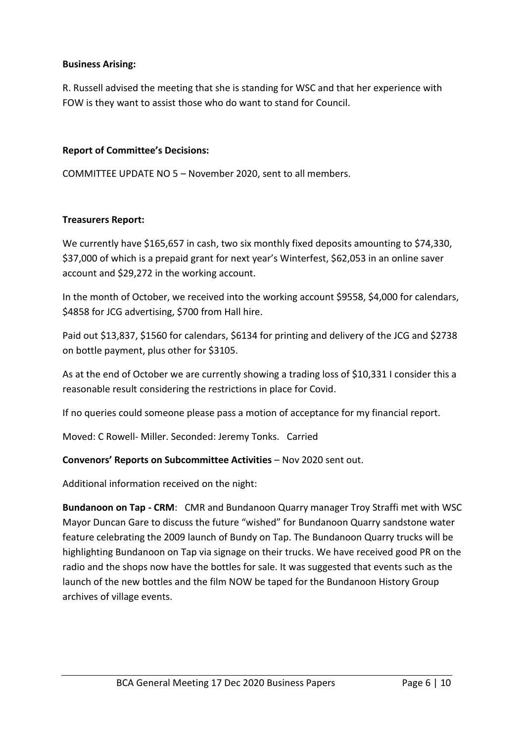**Business Arising:**

R. Russell advised the meeting that she is standing for WSC and that her experience with FOW is they want to assist those who do want to stand for Council.

**Report of Committee's Decisions:**

COMMITTEE UPDATE NO 5 – November 2020, sent to all members.

**Treasurers Report:**

We currently have $165,657 in cash, two six monthly fixed deposits amounting to $74,330, $37,000 of which is a prepaid grant for next year's Winterfest, $62,053 in an online saver account and $29,272 in the working account.

In the month of October, we received into the working account $9558, $4,000 for calendars, $4858 for JCG advertising, $700 from Hall hire.

Paid out $13,837, $1560 for calendars, $6134 for printing and delivery of the JCG and $2738 on bottle payment, plus other for $3105.

As at the end of October we are currently showing a trading loss of $10,331 I consider this a reasonable result considering the restrictions in place for Covid.

If no queries could someone please pass a motion of acceptance for my financial report.

Moved: C Rowell- Miller. Seconded: Jeremy Tonks. Carried

**Convenors' Reports on Subcommittee Activities** – Nov 2020 sent out.

Additional information received on the night:

**Bundanoon on Tap - CRM**: CMR and Bundanoon Quarry manager Troy Straffi met with WSC Mayor Duncan Gare to discuss the future "wished" for Bundanoon Quarry sandstone water feature celebrating the 2009 launch of Bundy on Tap. The Bundanoon Quarry trucks will be highlighting Bundanoon on Tap via signage on their trucks. We have received good PR on the radio and the shops now have the bottles for sale. It was suggested that events such as the launch of the new bottles and the film NOW be taped for the Bundanoon History Group archives of village events.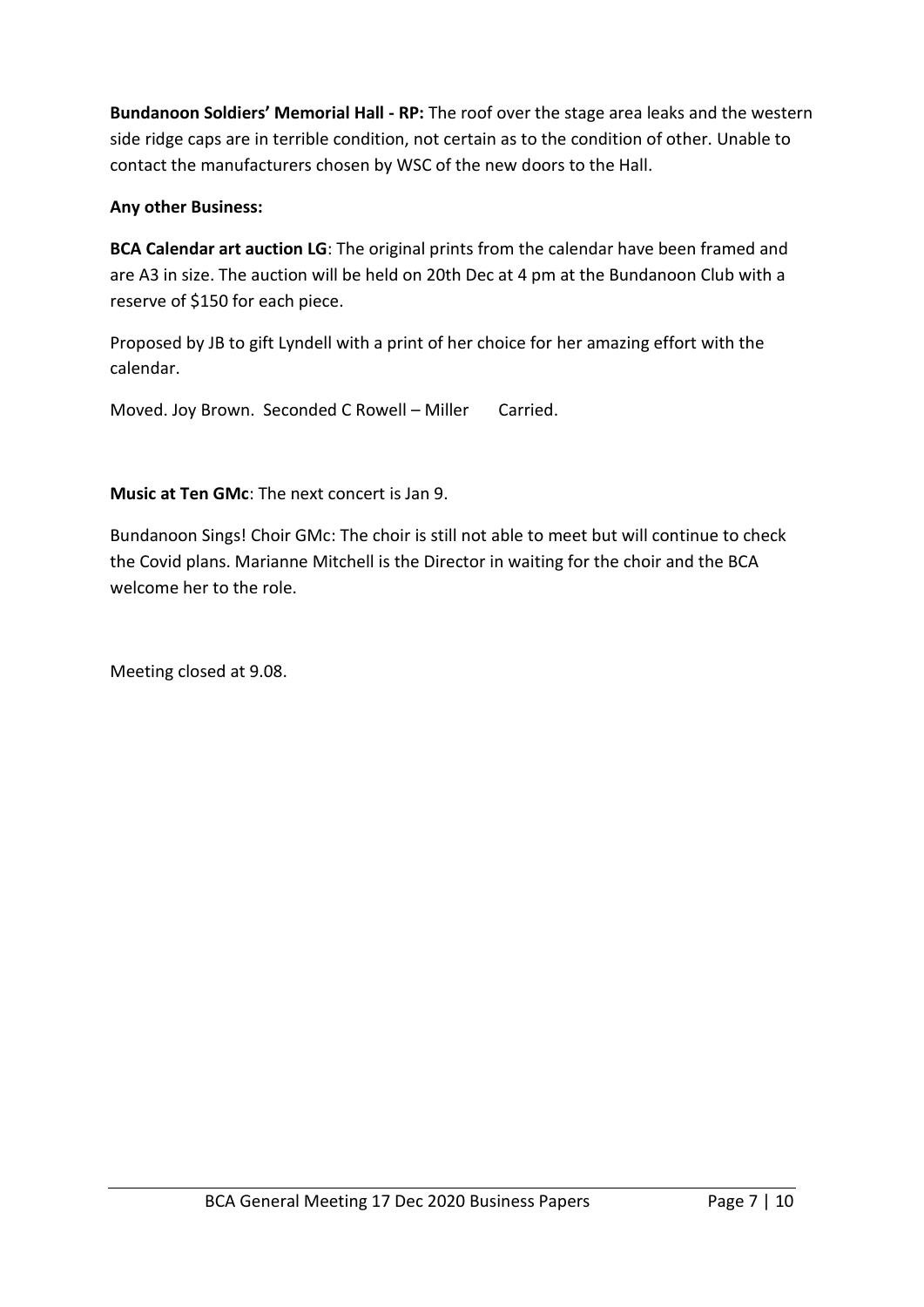**Bundanoon Soldiers' Memorial Hall - RP:** The roof over the stage area leaks and the western side ridge caps are in terrible condition, not certain as to the condition of other. Unable to contact the manufacturers chosen by WSC of the new doors to the Hall.

**Any other Business:**

**BCA Calendar art auction LG**: The original prints from the calendar have been framed and are A3 in size. The auction will be held on 20th Dec at 4 pm at the Bundanoon Club with a reserve of $150 for each piece.

Proposed by JB to gift Lyndell with a print of her choice for her amazing effort with the calendar.

Moved. Joy Brown. Seconded C Rowell – Miller Carried.

**Music at Ten GMc**: The next concert is Jan 9.

Bundanoon Sings! Choir GMc: The choir is still not able to meet but will continue to check the Covid plans. Marianne Mitchell is the Director in waiting for the choir and the BCA welcome her to the role.

Meeting closed at 9.08.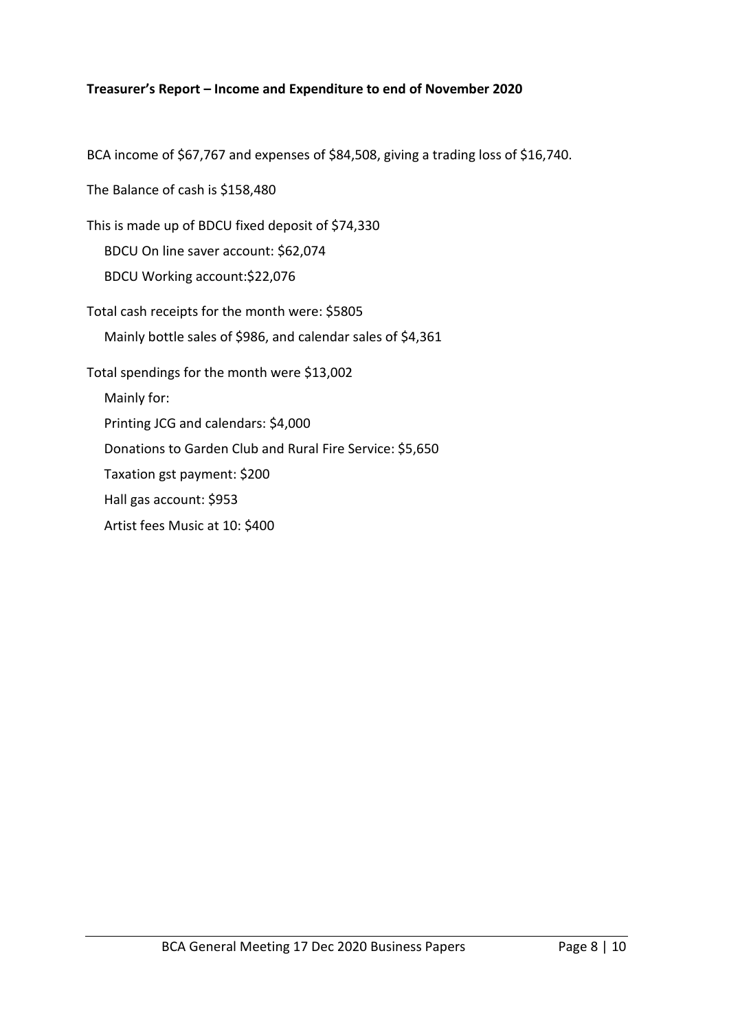**Treasurer's Report – Income and Expenditure to end of November 2020**

BCA income of $67,767 and expenses of $84,508, giving a trading loss of $16,740.

The Balance of cash is $158,480

This is made up of BDCU fixed deposit of $74,330

BDCU On line saver account: $62,074

BDCU Working account:$22,076

Total cash receipts for the month were: $5805

Mainly bottle sales of $986, and calendar sales of $4,361

Total spendings for the month were $13,002

Mainly for:

Printing JCG and calendars: $4,000

Donations to Garden Club and Rural Fire Service: $5,650

Taxation gst payment: $200

Hall gas account: $953

Artist fees Music at 10: $400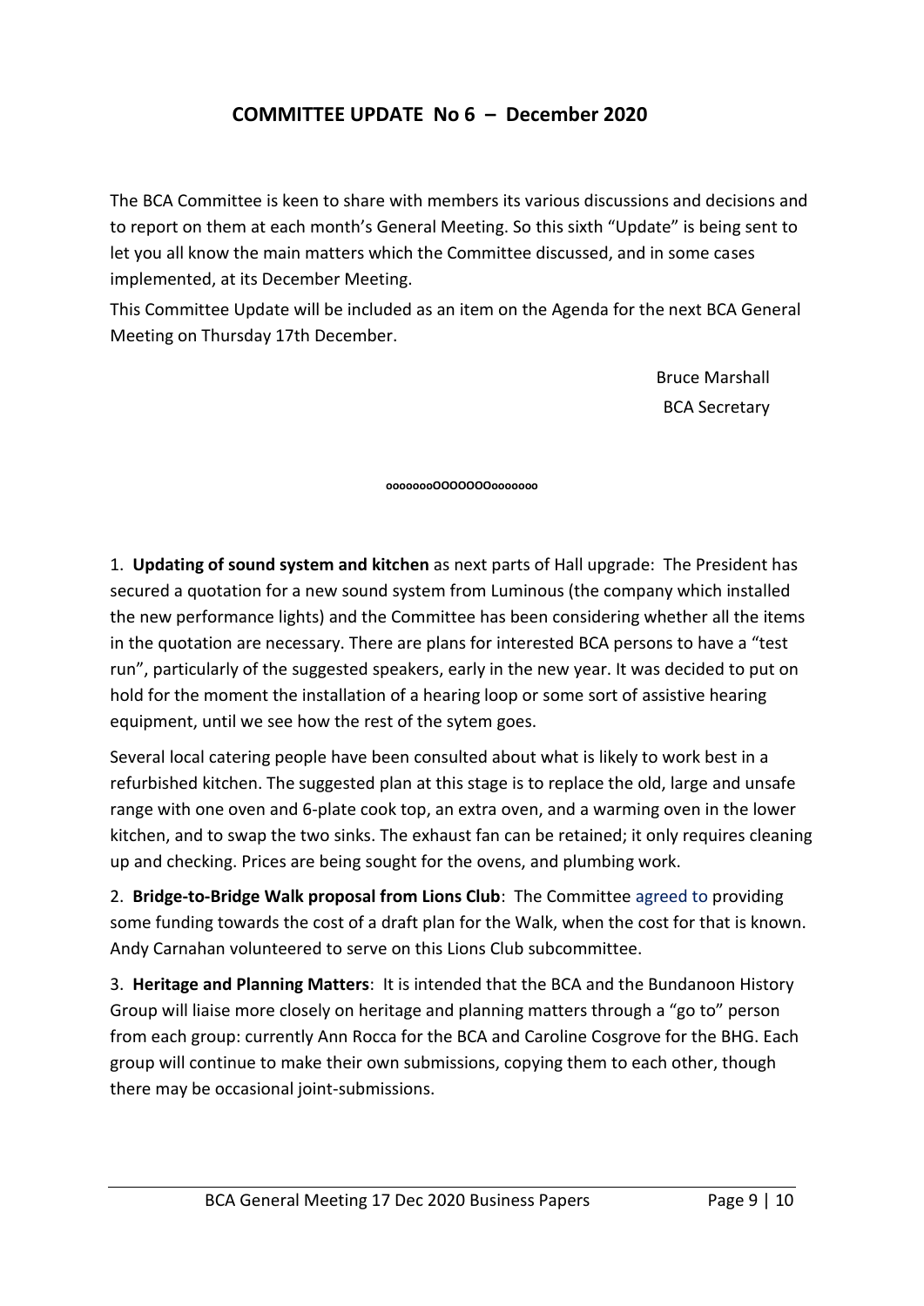## COMMITTEE UPDATE No 6 – December 2020

The BCA Committee is keen to share with members its various discussions and decisions and to report on them at each month's General Meeting. So this sixth "Update" is being sent to let you all know the main matters which the Committee discussed, and in some cases implemented, at its December Meeting.

This Committee Update will be included as an item on the Agenda for the next BCA General Meeting on Thursday 17th December.

Bruce Marshall
BCA Secretary

oooooooOOOOOOOooooooo

1. **Updating of sound system and kitchen** as next parts of Hall upgrade: The President has secured a quotation for a new sound system from Luminous (the company which installed the new performance lights) and the Committee has been considering whether all the items in the quotation are necessary. There are plans for interested BCA persons to have a "test run", particularly of the suggested speakers, early in the new year. It was decided to put on hold for the moment the installation of a hearing loop or some sort of assistive hearing equipment, until we see how the rest of the sytem goes.

Several local catering people have been consulted about what is likely to work best in a refurbished kitchen. The suggested plan at this stage is to replace the old, large and unsafe range with one oven and 6-plate cook top, an extra oven, and a warming oven in the lower kitchen, and to swap the two sinks. The exhaust fan can be retained; it only requires cleaning up and checking. Prices are being sought for the ovens, and plumbing work.

2. **Bridge-to-Bridge Walk proposal from Lions Club**: The Committee agreed to providing some funding towards the cost of a draft plan for the Walk, when the cost for that is known. Andy Carnahan volunteered to serve on this Lions Club subcommittee.

3. **Heritage and Planning Matters**: It is intended that the BCA and the Bundanoon History Group will liaise more closely on heritage and planning matters through a "go to" person from each group: currently Ann Rocca for the BCA and Caroline Cosgrove for the BHG. Each group will continue to make their own submissions, copying them to each other, though there may be occasional joint-submissions.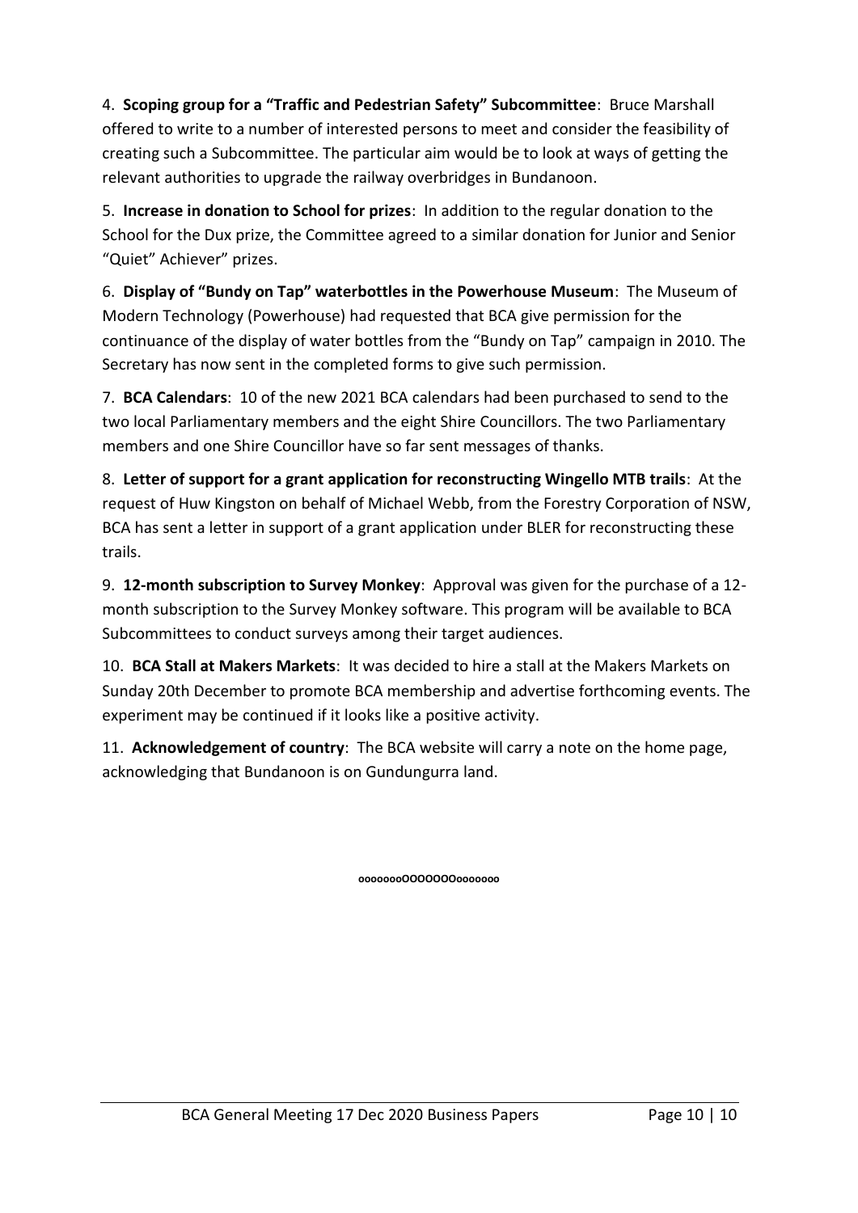4. **Scoping group for a "Traffic and Pedestrian Safety" Subcommittee**: Bruce Marshall offered to write to a number of interested persons to meet and consider the feasibility of creating such a Subcommittee. The particular aim would be to look at ways of getting the relevant authorities to upgrade the railway overbridges in Bundanoon.

5. **Increase in donation to School for prizes**: In addition to the regular donation to the School for the Dux prize, the Committee agreed to a similar donation for Junior and Senior "Quiet" Achiever" prizes.

6. **Display of "Bundy on Tap" waterbottles in the Powerhouse Museum**: The Museum of Modern Technology (Powerhouse) had requested that BCA give permission for the continuance of the display of water bottles from the "Bundy on Tap" campaign in 2010. The Secretary has now sent in the completed forms to give such permission.

7. **BCA Calendars**: 10 of the new 2021 BCA calendars had been purchased to send to the two local Parliamentary members and the eight Shire Councillors. The two Parliamentary members and one Shire Councillor have so far sent messages of thanks.

8. **Letter of support for a grant application for reconstructing Wingello MTB trails**: At the request of Huw Kingston on behalf of Michael Webb, from the Forestry Corporation of NSW, BCA has sent a letter in support of a grant application under BLER for reconstructing these trails.

9. **12-month subscription to Survey Monkey**: Approval was given for the purchase of a 12-month subscription to the Survey Monkey software. This program will be available to BCA Subcommittees to conduct surveys among their target audiences.

10. **BCA Stall at Makers Markets**: It was decided to hire a stall at the Makers Markets on Sunday 20th December to promote BCA membership and advertise forthcoming events. The experiment may be continued if it looks like a positive activity.

11. **Acknowledgement of country**: The BCA website will carry a note on the home page, acknowledging that Bundanoon is on Gundungurra land.

oooooooOOOOOOOooooooo